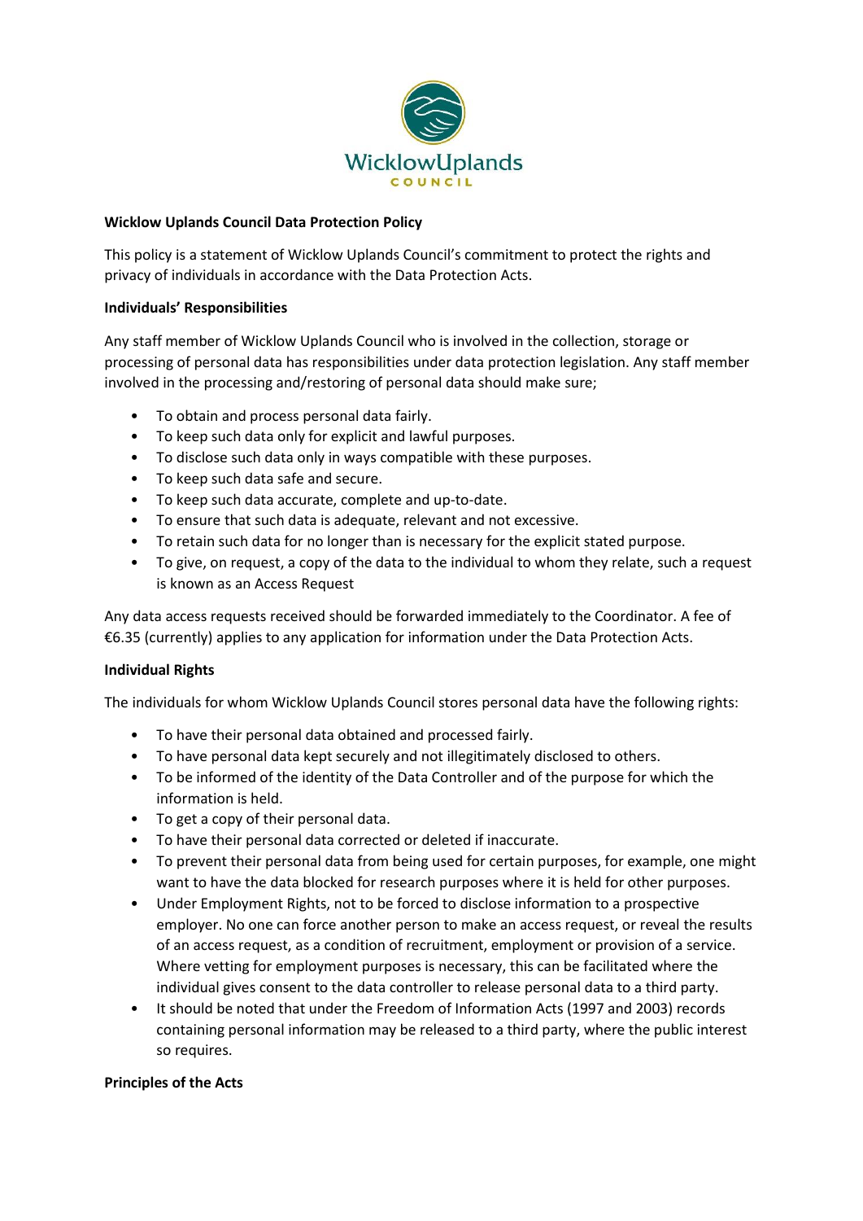Wicklow Uplands
COUNCIL

**Wicklow Uplands Council Data Protection Policy**

This policy is a statement of Wicklow Uplands Council's commitment to protect the rights and privacy of individuals in accordance with the Data Protection Acts.

**Individuals' Responsibilities**

Any staff member of Wicklow Uplands Council who is involved in the collection, storage or processing of personal data has responsibilities under data protection legislation. Any staff member involved in the processing and/restoring of personal data should make sure;

- To obtain and process personal data fairly.
- To keep such data only for explicit and lawful purposes.
- To disclose such data only in ways compatible with these purposes.
- To keep such data safe and secure.
- To keep such data accurate, complete and up-to-date.
- To ensure that such data is adequate, relevant and not excessive.
- To retain such data for no longer than is necessary for the explicit stated purpose.
- To give, on request, a copy of the data to the individual to whom they relate, such a request is known as an Access Request

Any data access requests received should be forwarded immediately to the Coordinator. A fee of €6.35 (currently) applies to any application for information under the Data Protection Acts.

**Individual Rights**

The individuals for whom Wicklow Uplands Council stores personal data have the following rights:

- To have their personal data obtained and processed fairly.
- To have personal data kept securely and not illegitimately disclosed to others.
- To be informed of the identity of the Data Controller and of the purpose for which the information is held.
- To get a copy of their personal data.
- To have their personal data corrected or deleted if inaccurate.
- To prevent their personal data from being used for certain purposes, for example, one might want to have the data blocked for research purposes where it is held for other purposes.
- Under Employment Rights, not to be forced to disclose information to a prospective employer. No one can force another person to make an access request, or reveal the results of an access request, as a condition of recruitment, employment or provision of a service. Where vetting for employment purposes is necessary, this can be facilitated where the individual gives consent to the data controller to release personal data to a third party.
- It should be noted that under the Freedom of Information Acts (1997 and 2003) records containing personal information may be released to a third party, where the public interest so requires.

**Principles of the Acts**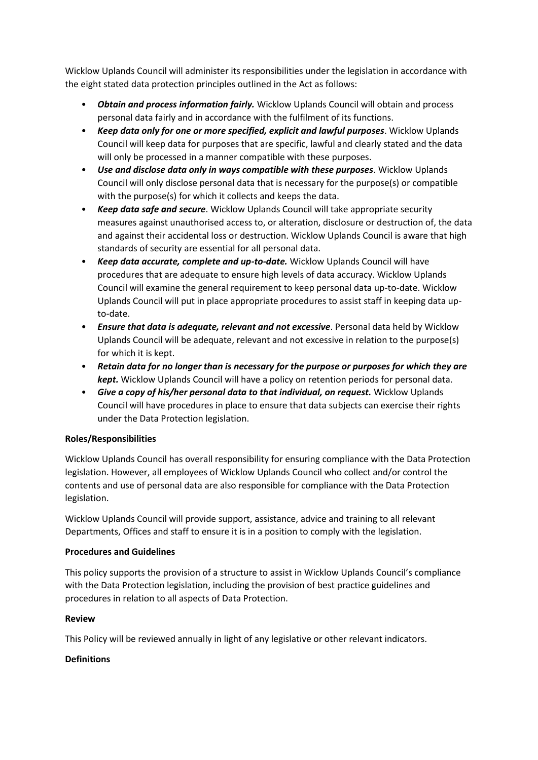Wicklow Uplands Council will administer its responsibilities under the legislation in accordance with the eight stated data protection principles outlined in the Act as follows:

- ***Obtain and process information fairly.*** Wicklow Uplands Council will obtain and process personal data fairly and in accordance with the fulfilment of its functions.
- ***Keep data only for one or more specified, explicit and lawful purposes***. Wicklow Uplands Council will keep data for purposes that are specific, lawful and clearly stated and the data will only be processed in a manner compatible with these purposes.
- ***Use and disclose data only in ways compatible with these purposes***. Wicklow Uplands Council will only disclose personal data that is necessary for the purpose(s) or compatible with the purpose(s) for which it collects and keeps the data.
- ***Keep data safe and secure***. Wicklow Uplands Council will take appropriate security measures against unauthorised access to, or alteration, disclosure or destruction of, the data and against their accidental loss or destruction. Wicklow Uplands Council is aware that high standards of security are essential for all personal data.
- ***Keep data accurate, complete and up-to-date.*** Wicklow Uplands Council will have procedures that are adequate to ensure high levels of data accuracy. Wicklow Uplands Council will examine the general requirement to keep personal data up-to-date. Wicklow Uplands Council will put in place appropriate procedures to assist staff in keeping data up-to-date.
- ***Ensure that data is adequate, relevant and not excessive***. Personal data held by Wicklow Uplands Council will be adequate, relevant and not excessive in relation to the purpose(s) for which it is kept.
- ***Retain data for no longer than is necessary for the purpose or purposes for which they are kept.*** Wicklow Uplands Council will have a policy on retention periods for personal data.
- ***Give a copy of his/her personal data to that individual, on request.*** Wicklow Uplands Council will have procedures in place to ensure that data subjects can exercise their rights under the Data Protection legislation.

**Roles/Responsibilities**

Wicklow Uplands Council has overall responsibility for ensuring compliance with the Data Protection legislation. However, all employees of Wicklow Uplands Council who collect and/or control the contents and use of personal data are also responsible for compliance with the Data Protection legislation.

Wicklow Uplands Council will provide support, assistance, advice and training to all relevant Departments, Offices and staff to ensure it is in a position to comply with the legislation.

**Procedures and Guidelines**

This policy supports the provision of a structure to assist in Wicklow Uplands Council's compliance with the Data Protection legislation, including the provision of best practice guidelines and procedures in relation to all aspects of Data Protection.

**Review**

This Policy will be reviewed annually in light of any legislative or other relevant indicators.

**Definitions**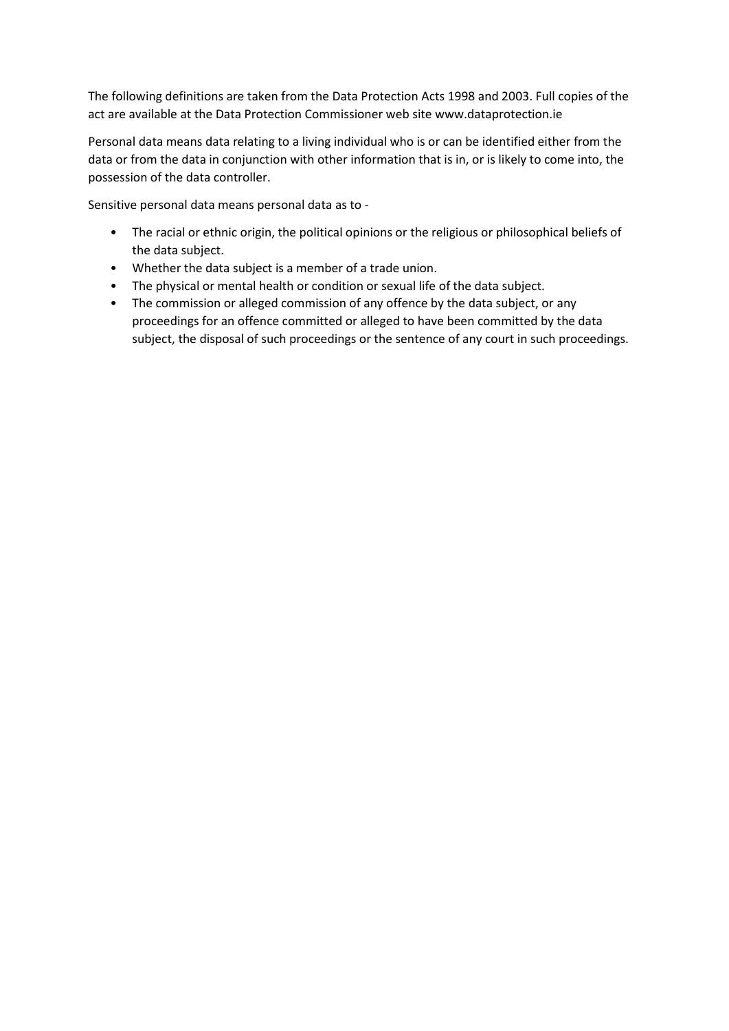The following definitions are taken from the Data Protection Acts 1998 and 2003. Full copies of the act are available at the Data Protection Commissioner web site www.dataprotection.ie

Personal data means data relating to a living individual who is or can be identified either from the data or from the data in conjunction with other information that is in, or is likely to come into, the possession of the data controller.

Sensitive personal data means personal data as to -

- The racial or ethnic origin, the political opinions or the religious or philosophical beliefs of the data subject.
- Whether the data subject is a member of a trade union.
- The physical or mental health or condition or sexual life of the data subject.
- The commission or alleged commission of any offence by the data subject, or any proceedings for an offence committed or alleged to have been committed by the data subject, the disposal of such proceedings or the sentence of any court in such proceedings.